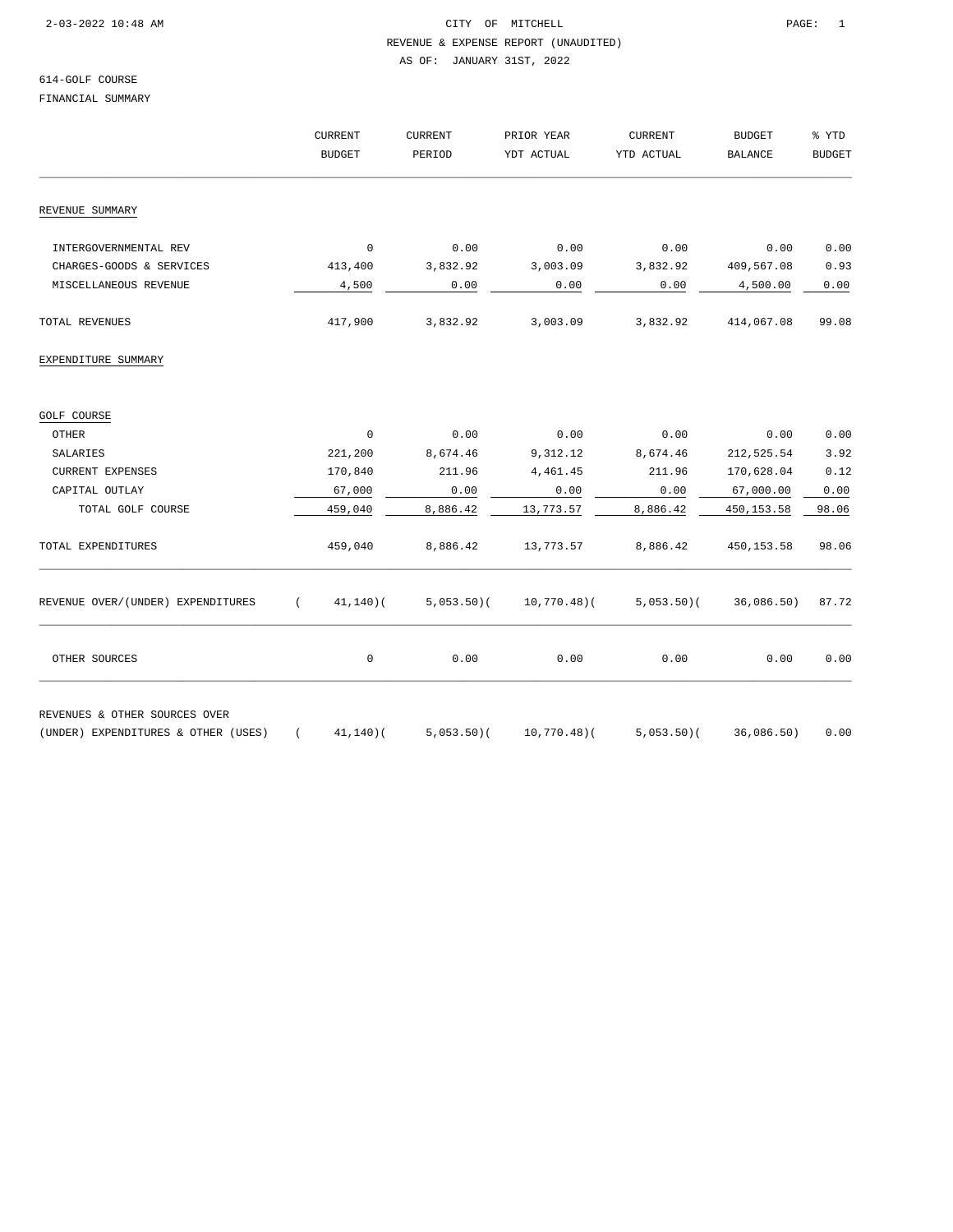CITY OF MITCHELL

REVENUE & EXPENSE REPORT (UNAUDITED)

AS OF: JANUARY 31ST, 2022

614-GOLF COURSE

FINANCIAL SUMMARY

| | CURRENT BUDGET | CURRENT PERIOD | PRIOR YEAR YDT ACTUAL | CURRENT YTD ACTUAL | BUDGET BALANCE | % YTD BUDGET |
|---|---|---|---|---|---|---|
| REVENUE SUMMARY | | | | | | |
| INTERGOVERNMENTAL REV | 0 | 0.00 | 0.00 | 0.00 | 0.00 | 0.00 |
| CHARGES-GOODS & SERVICES | 413,400 | 3,832.92 | 3,003.09 | 3,832.92 | 409,567.08 | 0.93 |
| MISCELLANEOUS REVENUE | 4,500 | 0.00 | 0.00 | 0.00 | 4,500.00 | 0.00 |
| TOTAL REVENUES | 417,900 | 3,832.92 | 3,003.09 | 3,832.92 | 414,067.08 | 99.08 |
| EXPENDITURE SUMMARY | | | | | | |
| GOLF COURSE | | | | | | |
| OTHER | 0 | 0.00 | 0.00 | 0.00 | 0.00 | 0.00 |
| SALARIES | 221,200 | 8,674.46 | 9,312.12 | 8,674.46 | 212,525.54 | 3.92 |
| CURRENT EXPENSES | 170,840 | 211.96 | 4,461.45 | 211.96 | 170,628.04 | 0.12 |
| CAPITAL OUTLAY | 67,000 | 0.00 | 0.00 | 0.00 | 67,000.00 | 0.00 |
| TOTAL GOLF COURSE | 459,040 | 8,886.42 | 13,773.57 | 8,886.42 | 450,153.58 | 98.06 |
| TOTAL EXPENDITURES | 459,040 | 8,886.42 | 13,773.57 | 8,886.42 | 450,153.58 | 98.06 |
| REVENUE OVER/(UNDER) EXPENDITURES | ( 41,140) | ( 5,053.50) | ( 10,770.48) | ( 5,053.50) | ( 36,086.50) | 87.72 |
| OTHER SOURCES | 0 | 0.00 | 0.00 | 0.00 | 0.00 | 0.00 |
| REVENUES & OTHER SOURCES OVER (UNDER) EXPENDITURES & OTHER (USES) | ( 41,140) | ( 5,053.50) | ( 10,770.48) | ( 5,053.50) | ( 36,086.50) | 0.00 |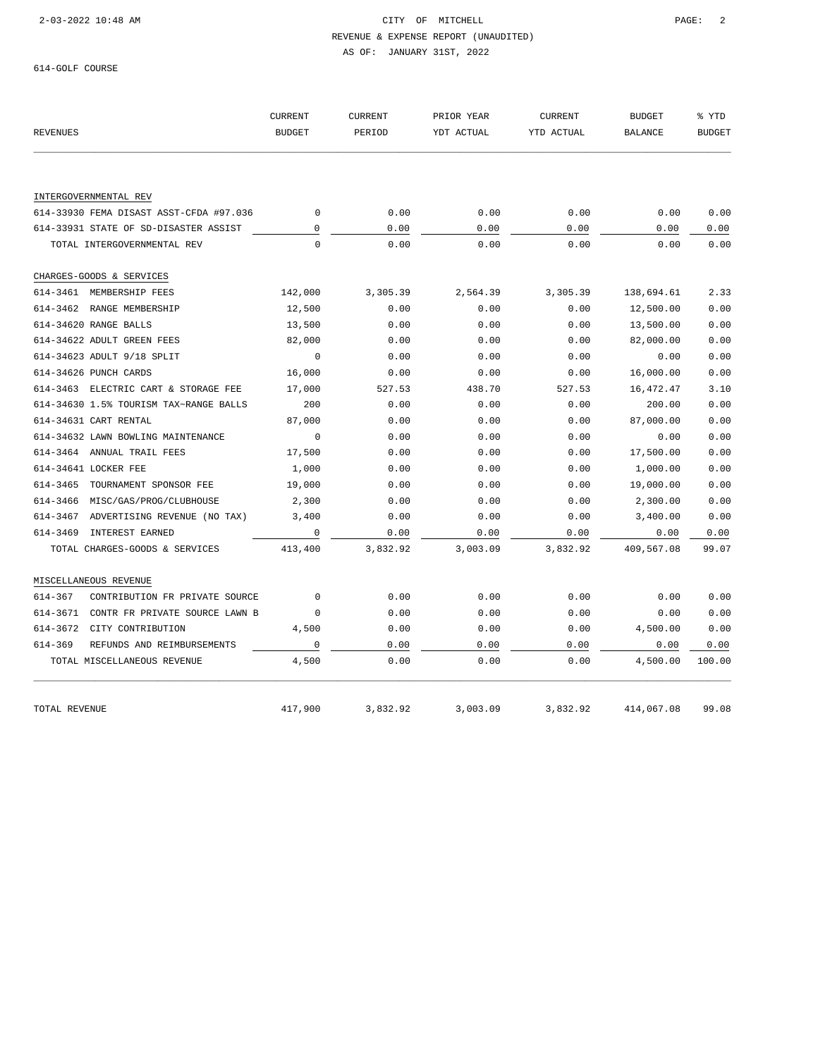CITY OF MITCHELL
REVENUE & EXPENSE REPORT (UNAUDITED)
AS OF: JANUARY 31ST, 2022

614-GOLF COURSE

| REVENUES | CURRENT BUDGET | CURRENT PERIOD | PRIOR YEAR YDT ACTUAL | CURRENT YTD ACTUAL | BUDGET BALANCE | % YTD BUDGET |
|---|---|---|---|---|---|---|
| INTERGOVERNMENTAL REV | | | | | | |
| 614-33930 FEMA DISAST ASST-CFDA #97.036 | 0 | 0.00 | 0.00 | 0.00 | 0.00 | 0.00 |
| 614-33931 STATE OF SD-DISASTER ASSIST | 0 | 0.00 | 0.00 | 0.00 | 0.00 | 0.00 |
| TOTAL INTERGOVERNMENTAL REV | 0 | 0.00 | 0.00 | 0.00 | 0.00 | 0.00 |
| CHARGES-GOODS & SERVICES | | | | | | |
| 614-3461 MEMBERSHIP FEES | 142,000 | 3,305.39 | 2,564.39 | 3,305.39 | 138,694.61 | 2.33 |
| 614-3462 RANGE MEMBERSHIP | 12,500 | 0.00 | 0.00 | 0.00 | 12,500.00 | 0.00 |
| 614-34620 RANGE BALLS | 13,500 | 0.00 | 0.00 | 0.00 | 13,500.00 | 0.00 |
| 614-34622 ADULT GREEN FEES | 82,000 | 0.00 | 0.00 | 0.00 | 82,000.00 | 0.00 |
| 614-34623 ADULT 9/18 SPLIT | 0 | 0.00 | 0.00 | 0.00 | 0.00 | 0.00 |
| 614-34626 PUNCH CARDS | 16,000 | 0.00 | 0.00 | 0.00 | 16,000.00 | 0.00 |
| 614-3463 ELECTRIC CART & STORAGE FEE | 17,000 | 527.53 | 438.70 | 527.53 | 16,472.47 | 3.10 |
| 614-34630 1.5% TOURISM TAX-RANGE BALLS | 200 | 0.00 | 0.00 | 0.00 | 200.00 | 0.00 |
| 614-34631 CART RENTAL | 87,000 | 0.00 | 0.00 | 0.00 | 87,000.00 | 0.00 |
| 614-34632 LAWN BOWLING MAINTENANCE | 0 | 0.00 | 0.00 | 0.00 | 0.00 | 0.00 |
| 614-3464 ANNUAL TRAIL FEES | 17,500 | 0.00 | 0.00 | 0.00 | 17,500.00 | 0.00 |
| 614-34641 LOCKER FEE | 1,000 | 0.00 | 0.00 | 0.00 | 1,000.00 | 0.00 |
| 614-3465 TOURNAMENT SPONSOR FEE | 19,000 | 0.00 | 0.00 | 0.00 | 19,000.00 | 0.00 |
| 614-3466 MISC/GAS/PROG/CLUBHOUSE | 2,300 | 0.00 | 0.00 | 0.00 | 2,300.00 | 0.00 |
| 614-3467 ADVERTISING REVENUE (NO TAX) | 3,400 | 0.00 | 0.00 | 0.00 | 3,400.00 | 0.00 |
| 614-3469 INTEREST EARNED | 0 | 0.00 | 0.00 | 0.00 | 0.00 | 0.00 |
| TOTAL CHARGES-GOODS & SERVICES | 413,400 | 3,832.92 | 3,003.09 | 3,832.92 | 409,567.08 | 99.07 |
| MISCELLANEOUS REVENUE | | | | | | |
| 614-367 CONTRIBUTION FR PRIVATE SOURCE | 0 | 0.00 | 0.00 | 0.00 | 0.00 | 0.00 |
| 614-3671 CONTR FR PRIVATE SOURCE LAWN B | 0 | 0.00 | 0.00 | 0.00 | 0.00 | 0.00 |
| 614-3672 CITY CONTRIBUTION | 4,500 | 0.00 | 0.00 | 0.00 | 4,500.00 | 0.00 |
| 614-369 REFUNDS AND REIMBURSEMENTS | 0 | 0.00 | 0.00 | 0.00 | 0.00 | 0.00 |
| TOTAL MISCELLANEOUS REVENUE | 4,500 | 0.00 | 0.00 | 0.00 | 4,500.00 | 100.00 |
| TOTAL REVENUE | 417,900 | 3,832.92 | 3,003.09 | 3,832.92 | 414,067.08 | 99.08 |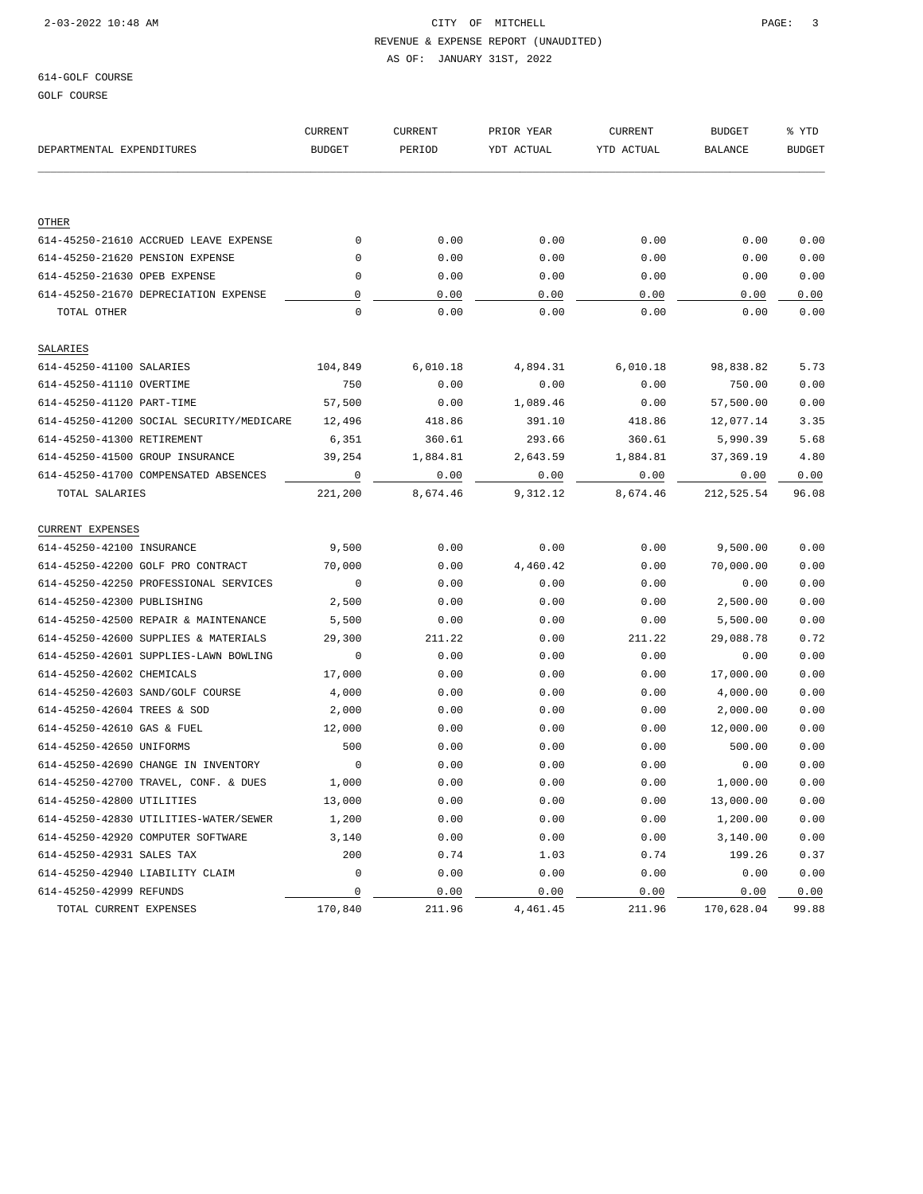614-GOLF COURSE

GOLF COURSE

| DEPARTMENTAL EXPENDITURES | CURRENT BUDGET | CURRENT PERIOD | PRIOR YEAR YDT ACTUAL | CURRENT YTD ACTUAL | BUDGET BALANCE | % YTD BUDGET |
|---|---|---|---|---|---|---|
| OTHER | | | | | | |
| 614-45250-21610 ACCRUED LEAVE EXPENSE | 0 | 0.00 | 0.00 | 0.00 | 0.00 | 0.00 |
| 614-45250-21620 PENSION EXPENSE | 0 | 0.00 | 0.00 | 0.00 | 0.00 | 0.00 |
| 614-45250-21630 OPEB EXPENSE | 0 | 0.00 | 0.00 | 0.00 | 0.00 | 0.00 |
| 614-45250-21670 DEPRECIATION EXPENSE | 0 | 0.00 | 0.00 | 0.00 | 0.00 | 0.00 |
| TOTAL OTHER | 0 | 0.00 | 0.00 | 0.00 | 0.00 | 0.00 |
| SALARIES | | | | | | |
| 614-45250-41100 SALARIES | 104,849 | 6,010.18 | 4,894.31 | 6,010.18 | 98,838.82 | 5.73 |
| 614-45250-41110 OVERTIME | 750 | 0.00 | 0.00 | 0.00 | 750.00 | 0.00 |
| 614-45250-41120 PART-TIME | 57,500 | 0.00 | 1,089.46 | 0.00 | 57,500.00 | 0.00 |
| 614-45250-41200 SOCIAL SECURITY/MEDICARE | 12,496 | 418.86 | 391.10 | 418.86 | 12,077.14 | 3.35 |
| 614-45250-41300 RETIREMENT | 6,351 | 360.61 | 293.66 | 360.61 | 5,990.39 | 5.68 |
| 614-45250-41500 GROUP INSURANCE | 39,254 | 1,884.81 | 2,643.59 | 1,884.81 | 37,369.19 | 4.80 |
| 614-45250-41700 COMPENSATED ABSENCES | 0 | 0.00 | 0.00 | 0.00 | 0.00 | 0.00 |
| TOTAL SALARIES | 221,200 | 8,674.46 | 9,312.12 | 8,674.46 | 212,525.54 | 96.08 |
| CURRENT EXPENSES | | | | | | |
| 614-45250-42100 INSURANCE | 9,500 | 0.00 | 0.00 | 0.00 | 9,500.00 | 0.00 |
| 614-45250-42200 GOLF PRO CONTRACT | 70,000 | 0.00 | 4,460.42 | 0.00 | 70,000.00 | 0.00 |
| 614-45250-42250 PROFESSIONAL SERVICES | 0 | 0.00 | 0.00 | 0.00 | 0.00 | 0.00 |
| 614-45250-42300 PUBLISHING | 2,500 | 0.00 | 0.00 | 0.00 | 2,500.00 | 0.00 |
| 614-45250-42500 REPAIR & MAINTENANCE | 5,500 | 0.00 | 0.00 | 0.00 | 5,500.00 | 0.00 |
| 614-45250-42600 SUPPLIES & MATERIALS | 29,300 | 211.22 | 0.00 | 211.22 | 29,088.78 | 0.72 |
| 614-45250-42601 SUPPLIES-LAWN BOWLING | 0 | 0.00 | 0.00 | 0.00 | 0.00 | 0.00 |
| 614-45250-42602 CHEMICALS | 17,000 | 0.00 | 0.00 | 0.00 | 17,000.00 | 0.00 |
| 614-45250-42603 SAND/GOLF COURSE | 4,000 | 0.00 | 0.00 | 0.00 | 4,000.00 | 0.00 |
| 614-45250-42604 TREES & SOD | 2,000 | 0.00 | 0.00 | 0.00 | 2,000.00 | 0.00 |
| 614-45250-42610 GAS & FUEL | 12,000 | 0.00 | 0.00 | 0.00 | 12,000.00 | 0.00 |
| 614-45250-42650 UNIFORMS | 500 | 0.00 | 0.00 | 0.00 | 500.00 | 0.00 |
| 614-45250-42690 CHANGE IN INVENTORY | 0 | 0.00 | 0.00 | 0.00 | 0.00 | 0.00 |
| 614-45250-42700 TRAVEL, CONF. & DUES | 1,000 | 0.00 | 0.00 | 0.00 | 1,000.00 | 0.00 |
| 614-45250-42800 UTILITIES | 13,000 | 0.00 | 0.00 | 0.00 | 13,000.00 | 0.00 |
| 614-45250-42830 UTILITIES-WATER/SEWER | 1,200 | 0.00 | 0.00 | 0.00 | 1,200.00 | 0.00 |
| 614-45250-42920 COMPUTER SOFTWARE | 3,140 | 0.00 | 0.00 | 0.00 | 3,140.00 | 0.00 |
| 614-45250-42931 SALES TAX | 200 | 0.74 | 1.03 | 0.74 | 199.26 | 0.37 |
| 614-45250-42940 LIABILITY CLAIM | 0 | 0.00 | 0.00 | 0.00 | 0.00 | 0.00 |
| 614-45250-42999 REFUNDS | 0 | 0.00 | 0.00 | 0.00 | 0.00 | 0.00 |
| TOTAL CURRENT EXPENSES | 170,840 | 211.96 | 4,461.45 | 211.96 | 170,628.04 | 99.88 |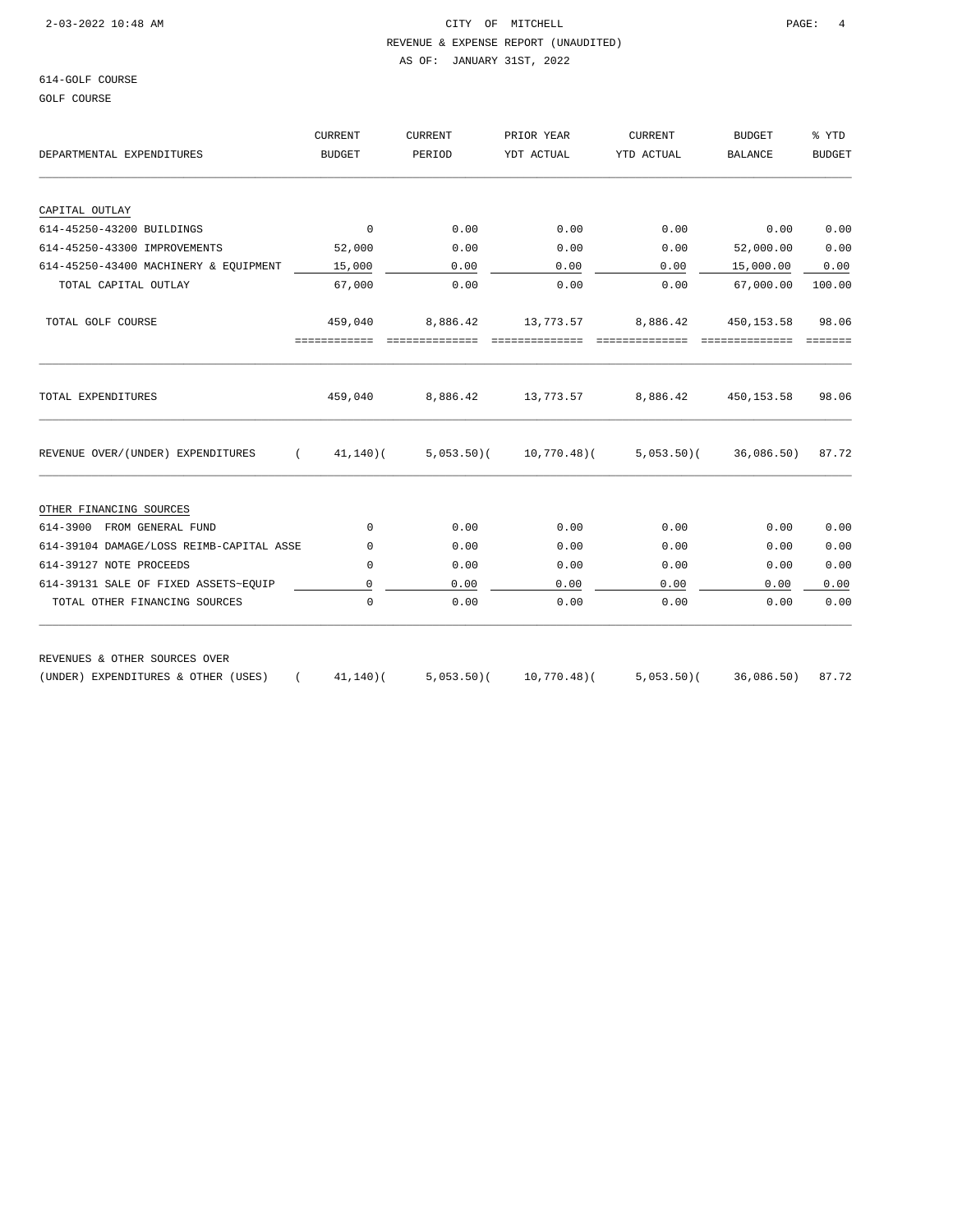614-GOLF COURSE

GOLF COURSE

| DEPARTMENTAL EXPENDITURES | CURRENT BUDGET | CURRENT PERIOD | PRIOR YEAR YDT ACTUAL | CURRENT YTD ACTUAL | BUDGET BALANCE | % YTD BUDGET |
|---|---|---|---|---|---|---|
| CAPITAL OUTLAY | | | | | | |
| 614-45250-43200 BUILDINGS | 0 | 0.00 | 0.00 | 0.00 | 0.00 | 0.00 |
| 614-45250-43300 IMPROVEMENTS | 52,000 | 0.00 | 0.00 | 0.00 | 52,000.00 | 0.00 |
| 614-45250-43400 MACHINERY & EQUIPMENT | 15,000 | 0.00 | 0.00 | 0.00 | 15,000.00 | 0.00 |
| TOTAL CAPITAL OUTLAY | 67,000 | 0.00 | 0.00 | 0.00 | 67,000.00 | 100.00 |
| TOTAL GOLF COURSE | 459,040 | 8,886.42 | 13,773.57 | 8,886.42 | 450,153.58 | 98.06 |
| TOTAL EXPENDITURES | 459,040 | 8,886.42 | 13,773.57 | 8,886.42 | 450,153.58 | 98.06 |
| REVENUE OVER/(UNDER) EXPENDITURES | ( 41,140) | ( 5,053.50) | ( 10,770.48) | ( 5,053.50) | ( 36,086.50) | 87.72 |
| OTHER FINANCING SOURCES | | | | | | |
| 614-3900 FROM GENERAL FUND | 0 | 0.00 | 0.00 | 0.00 | 0.00 | 0.00 |
| 614-39104 DAMAGE/LOSS REIMB-CAPITAL ASSE | 0 | 0.00 | 0.00 | 0.00 | 0.00 | 0.00 |
| 614-39127 NOTE PROCEEDS | 0 | 0.00 | 0.00 | 0.00 | 0.00 | 0.00 |
| 614-39131 SALE OF FIXED ASSETS-EQUIP | 0 | 0.00 | 0.00 | 0.00 | 0.00 | 0.00 |
| TOTAL OTHER FINANCING SOURCES | 0 | 0.00 | 0.00 | 0.00 | 0.00 | 0.00 |
| REVENUES & OTHER SOURCES OVER (UNDER) EXPENDITURES & OTHER (USES) | ( 41,140) | ( 5,053.50) | ( 10,770.48) | ( 5,053.50) | ( 36,086.50) | 87.72 |